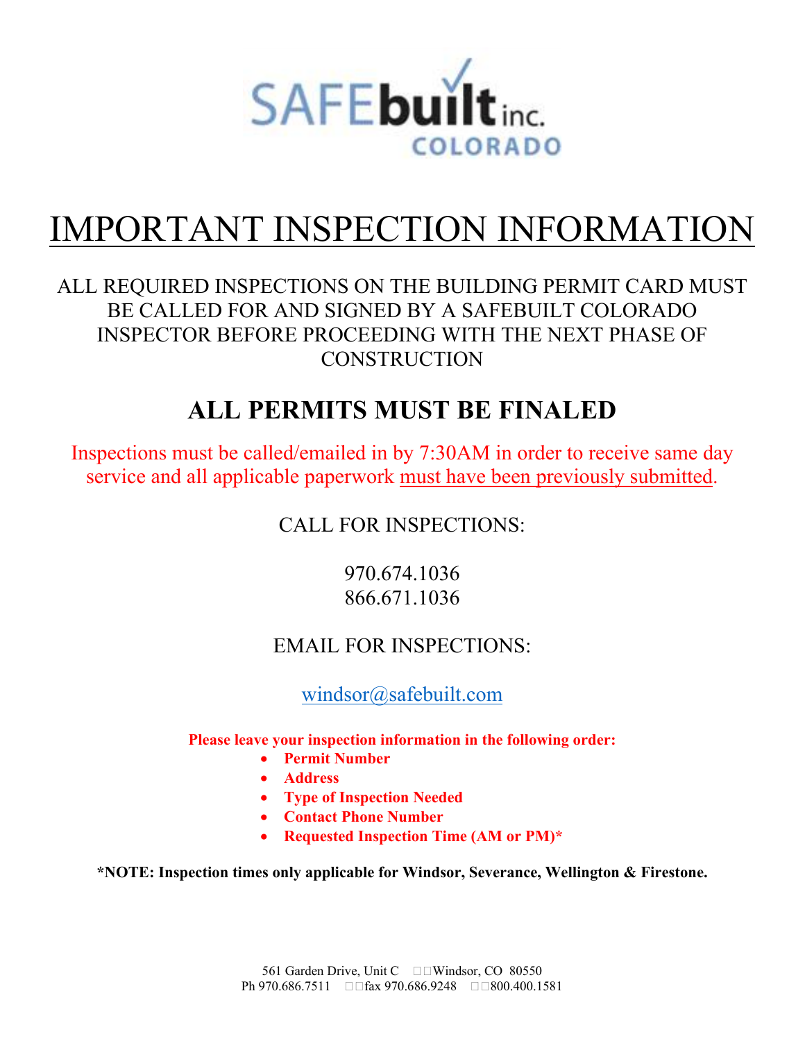SAFEbuilt inc.
COLORADO

# IMPORTANT INSPECTION INFORMATION

ALL REQUIRED INSPECTIONS ON THE BUILDING PERMIT CARD MUST BE CALLED FOR AND SIGNED BY A SAFEBUILT COLORADO INSPECTOR BEFORE PROCEEDING WITH THE NEXT PHASE OF CONSTRUCTION

## ALL PERMITS MUST BE FINALED

Inspections must be called/emailed in by 7:30AM in order to receive same day service and all applicable paperwork must have been previously submitted.

CALL FOR INSPECTIONS:

970.674.1036
866.671.1036

EMAIL FOR INSPECTIONS:

windsor@safebuilt.com

**Please leave your inspection information in the following order:**

- **Permit Number**
- **Address**
- **Type of Inspection Needed**
- **Contact Phone Number**
- **Requested Inspection Time (AM or PM)***

***NOTE: Inspection times only applicable for Windsor, Severance, Wellington & Firestone.**

561 Garden Drive, Unit C Windsor, CO 80550
Ph 970.686.7511 fax 970.686.9248 800.400.1581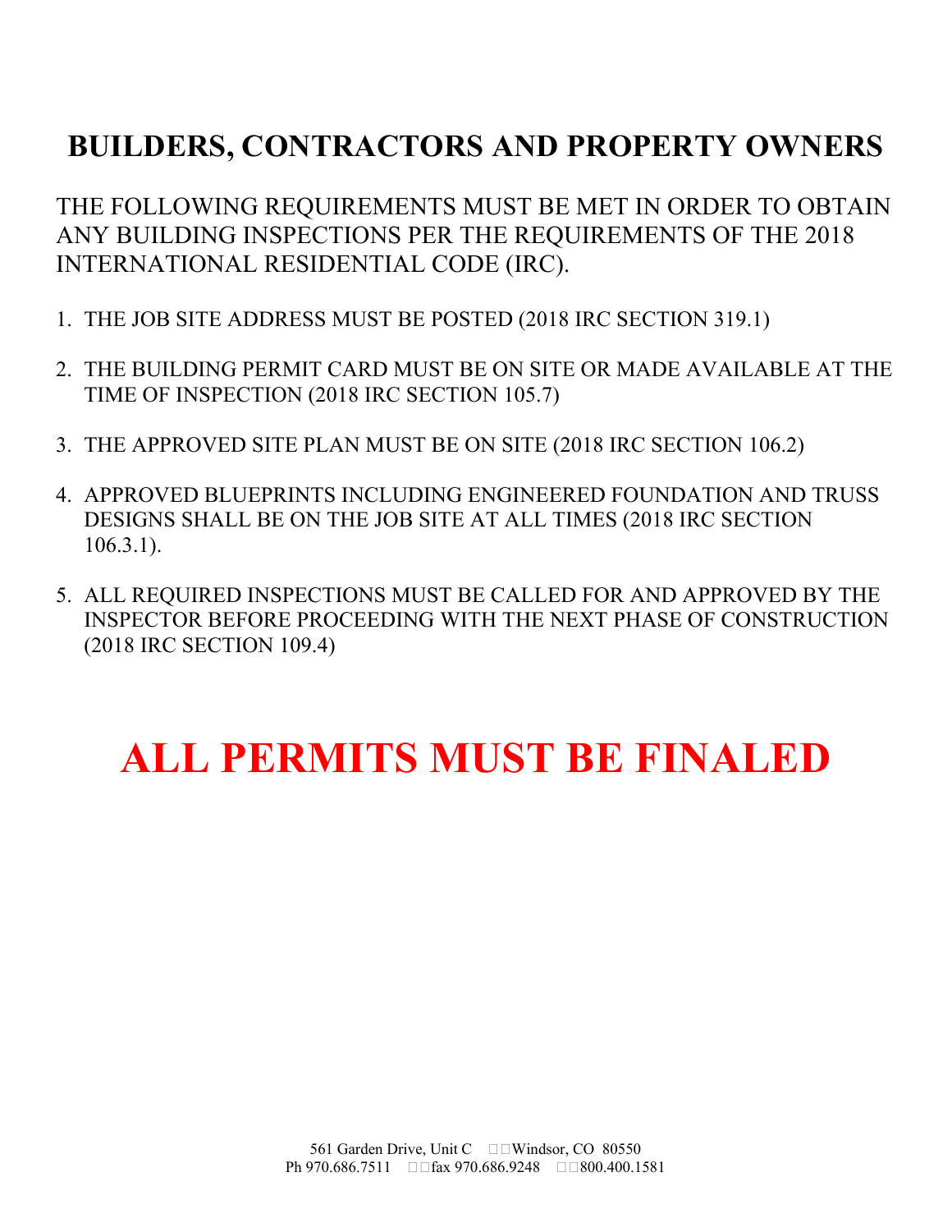# BUILDERS, CONTRACTORS AND PROPERTY OWNERS

THE FOLLOWING REQUIREMENTS MUST BE MET IN ORDER TO OBTAIN ANY BUILDING INSPECTIONS PER THE REQUIREMENTS OF THE 2018 INTERNATIONAL RESIDENTIAL CODE (IRC).

1. THE JOB SITE ADDRESS MUST BE POSTED (2018 IRC SECTION 319.1)
2. THE BUILDING PERMIT CARD MUST BE ON SITE OR MADE AVAILABLE AT THE TIME OF INSPECTION (2018 IRC SECTION 105.7)
3. THE APPROVED SITE PLAN MUST BE ON SITE (2018 IRC SECTION 106.2)
4. APPROVED BLUEPRINTS INCLUDING ENGINEERED FOUNDATION AND TRUSS DESIGNS SHALL BE ON THE JOB SITE AT ALL TIMES (2018 IRC SECTION 106.3.1).
5. ALL REQUIRED INSPECTIONS MUST BE CALLED FOR AND APPROVED BY THE INSPECTOR BEFORE PROCEEDING WITH THE NEXT PHASE OF CONSTRUCTION (2018 IRC SECTION 109.4)

# ALL PERMITS MUST BE FINALED

561 Garden Drive, Unit C Windsor, CO 80550
Ph 970.686.7511 fax 970.686.9248 800.400.1581